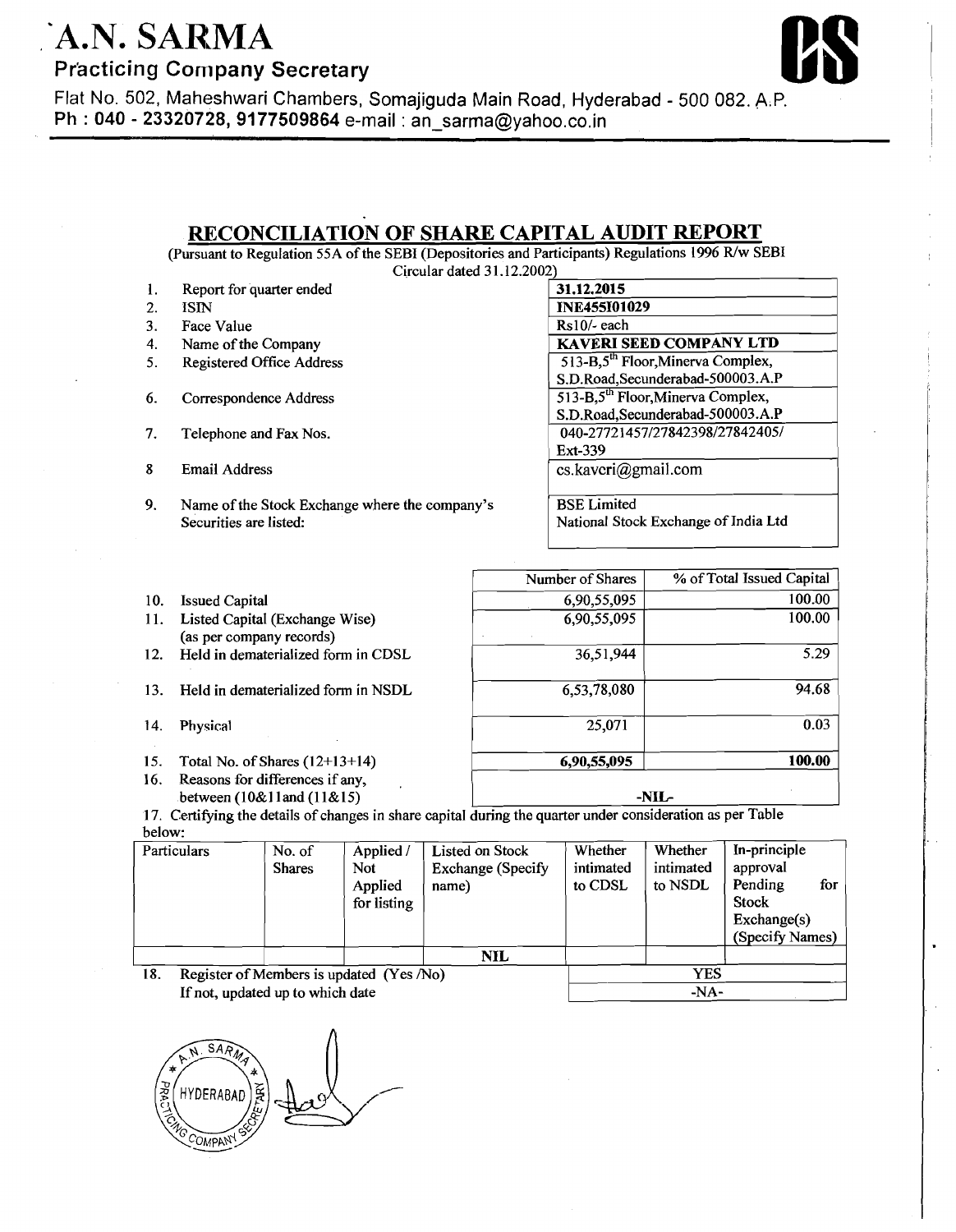# A.N. SARMA

## Practicing Company Secretary

Flat No. 502, Maheshwari Chambers, Somajiguda Main Road, Hyderabad - 500 082. A.P.
Ph : 040 - 23320728, 9177509864 e-mail : an_sarma@yahoo.co.in

## RECONCILIATION OF SHARE CAPITAL AUDIT REPORT

(Pursuant to Regulation 55A of the SEBI (Depositories and Participants) Regulations 1996 R/w SEBI Circular dated 31.12.2002)

| | | |
|---|---|---|
| 1. | Report for quarter ended | **31.12.2015** |
| 2. | ISIN | **INE455I01029** |
| 3. | Face Value | Rs10/- each |
| 4. | Name of the Company | **KAVERI SEED COMPANY LTD** |
| 5. | Registered Office Address | 513-B,5th Floor,Minerva Complex, S.D.Road,Secunderabad-500003.A.P |
| 6. | Correspondence Address | 513-B,5th Floor,Minerva Complex, S.D.Road,Secunderabad-500003.A.P |
| 7. | Telephone and Fax Nos. | 040-27721457/27842398/27842405/ Ext-339 |
| 8 | Email Address | cs.kaveri@gmail.com |
| 9. | Name of the Stock Exchange where the company's Securities are listed: | BSE Limited<br>National Stock Exchange of India Ltd |

| | | Number of Shares | % of Total Issued Capital |
|---|---|---|---|
| 10. | Issued Capital | 6,90,55,095 | 100.00 |
| 11. | Listed Capital (Exchange Wise) (as per company records) | 6,90,55,095 | 100.00 |
| 12. | Held in dematerialized form in CDSL | 36,51,944 | 5.29 |
| 13. | Held in dematerialized form in NSDL | 6,53,78,080 | 94.68 |
| 14. | Physical | 25,071 | 0.03 |
| 15. | Total No. of Shares (12+13+14) | **6,90,55,095** | **100.00** |
| 16. | Reasons for differences if any, between (10&11and (11&15) | -NIL- | |

17. Certifying the details of changes in share capital during the quarter under consideration as per Table below:

| Particulars | No. of Shares | Applied / Not Applied for listing | Listed on Stock Exchange (Specify name) | Whether intimated to CDSL | Whether intimated to NSDL | In-principle approval Pending for Stock Exchange(s) (Specify Names) |
|---|---|---|---|---|---|---|
| | | | NIL | | | |

| | | |
|---|---|---|
| 18. | Register of Members is updated (Yes /No) | YES |
| | If not, updated up to which date | -NA- |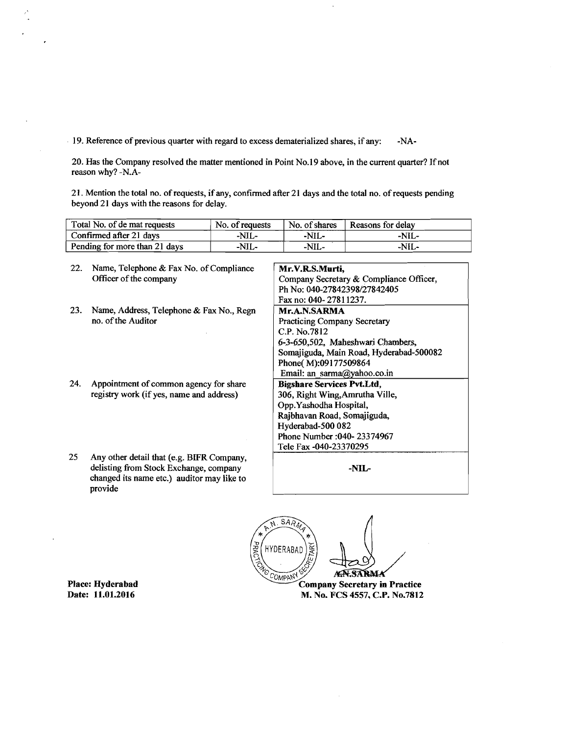19. Reference of previous quarter with regard to excess dematerialized shares, if any: -NA-

20. Has the Company resolved the matter mentioned in Point No.19 above, in the current quarter? If not reason why? -N.A-

21. Mention the total no. of requests, if any, confirmed after 21 days and the total no. of requests pending beyond 21 days with the reasons for delay.

| Total No. of de mat requests | No. of requests | No. of shares | Reasons for delay |
|---|---|---|---|
| Confirmed after 21 days | -NIL- | -NIL- | -NIL- |
| Pending for more than 21 days | -NIL- | -NIL- | -NIL- |

| | | |
|---|---|---|
| 22. | Name, Telephone & Fax No. of Compliance Officer of the company | **Mr.V.R.S.Murti,**<br>Company Secretary & Compliance Officer,<br>Ph No: 040-27842398/27842405<br>Fax no: 040- 27811237. |
| 23. | Name, Address, Telephone & Fax No., Regn no. of the Auditor | **Mr.A.N.SARMA**<br>Practicing Company Secretary<br>C.P. No.7812<br>6-3-650,502, Maheshwari Chambers,<br>Somajiguda, Main Road, Hyderabad-500082<br>Phone( M):09177509864<br>Email: an_sarma@yahoo.co.in |
| 24. | Appointment of common agency for share registry work (if yes, name and address) | **Bigshare Services Pvt.Ltd,**<br>306, Right Wing,Amrutha Ville,<br>Opp.Yashodha Hospital,<br>Rajbhavan Road, Somajiguda,<br>Hyderabad-500 082<br>Phone Number :040- 23374967<br>Tele Fax -040-23370295 |
| 25 | Any other detail that (e.g. BIFR Company, delisting from Stock Exchange, company changed its name etc.) auditor may like to provide | **-NIL-** |

A.N. SARMA
HYDERABAD
PRACTICING COMPANY SECRETARY

**A.N.SARMA**
**Company Secretary in Practice**
**M. No. FCS 4557, C.P. No.7812**

**Place: Hyderabad**
**Date: 11.01.2016**